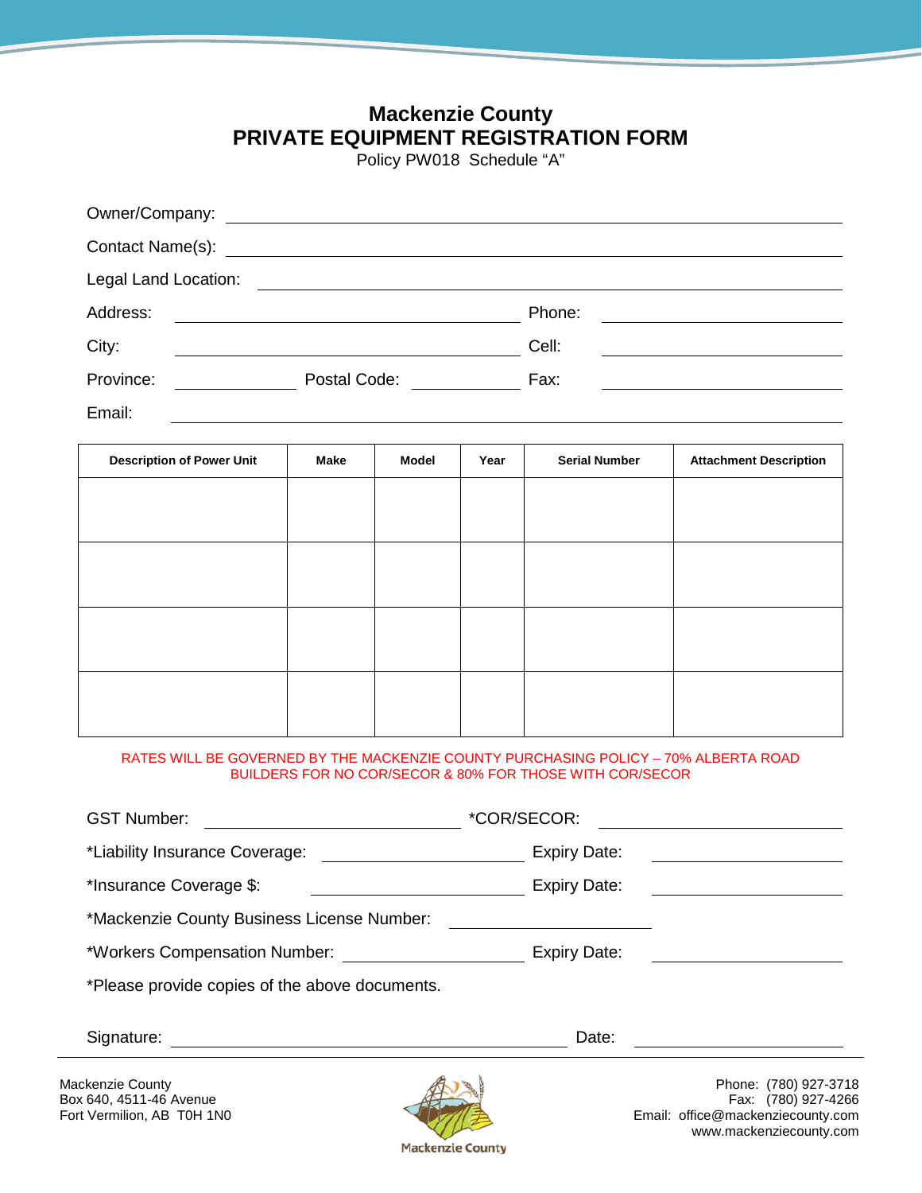# Mackenzie County
## PRIVATE EQUIPMENT REGISTRATION FORM

Policy PW018 Schedule "A"

Owner/Company: ______________________________

Contact Name(s): ______________________________

Legal Land Location: ______________________________

Address: ______________________________ Phone: ______________________________

City: ______________________________ Cell: ______________________________

Province: ______________ Postal Code: ______________ Fax: ______________________________

Email: ______________________________

| Description of Power Unit | Make | Model | Year | Serial Number | Attachment Description |
|---|---|---|---|---|---|
| | | | | | |
| | | | | | |
| | | | | | |
| | | | | | |

RATES WILL BE GOVERNED BY THE MACKENZIE COUNTY PURCHASING POLICY – 70% ALBERTA ROAD BUILDERS FOR NO COR/SECOR & 80% FOR THOSE WITH COR/SECOR

GST Number: ______________________________ *COR/SECOR: ______________________________

*Liability Insurance Coverage: ______________________________ Expiry Date: ______________________________

*Insurance Coverage $: ______________________________ Expiry Date: ______________________________

*Mackenzie County Business License Number: ______________________________

*Workers Compensation Number: ______________________________ Expiry Date: ______________________________

*Please provide copies of the above documents.

Signature: ______________________________ Date: ______________________________

Mackenzie County
Box 640, 4511-46 Avenue
Fort Vermilion, AB T0H 1N0

Mackenzie County

Phone: (780) 927-3718
Fax: (780) 927-4266
Email: office@mackenziecounty.com
www.mackenziecounty.com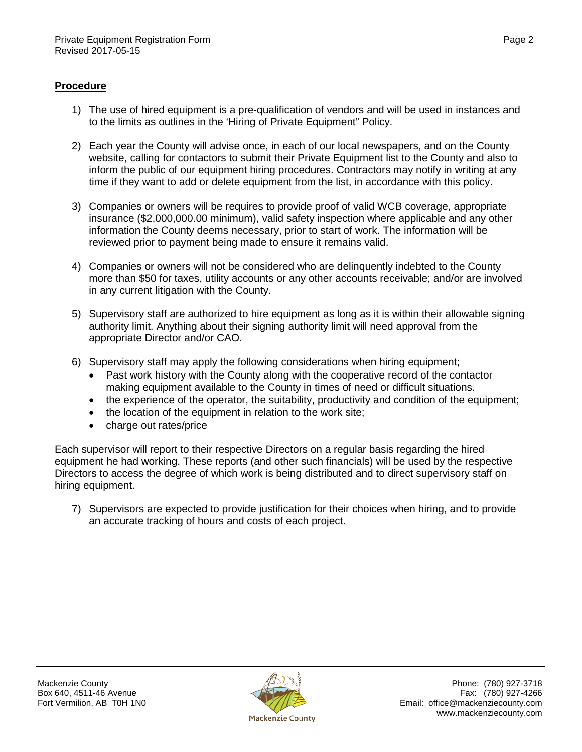## Procedure

1) The use of hired equipment is a pre-qualification of vendors and will be used in instances and to the limits as outlines in the 'Hiring of Private Equipment" Policy.

2) Each year the County will advise once, in each of our local newspapers, and on the County website, calling for contactors to submit their Private Equipment list to the County and also to inform the public of our equipment hiring procedures. Contractors may notify in writing at any time if they want to add or delete equipment from the list, in accordance with this policy.

3) Companies or owners will be requires to provide proof of valid WCB coverage, appropriate insurance ($2,000,000.00 minimum), valid safety inspection where applicable and any other information the County deems necessary, prior to start of work. The information will be reviewed prior to payment being made to ensure it remains valid.

4) Companies or owners will not be considered who are delinquently indebted to the County more than $50 for taxes, utility accounts or any other accounts receivable; and/or are involved in any current litigation with the County.

5) Supervisory staff are authorized to hire equipment as long as it is within their allowable signing authority limit. Anything about their signing authority limit will need approval from the appropriate Director and/or CAO.

6) Supervisory staff may apply the following considerations when hiring equipment;
   - Past work history with the County along with the cooperative record of the contactor making equipment available to the County in times of need or difficult situations.
   - the experience of the operator, the suitability, productivity and condition of the equipment;
   - the location of the equipment in relation to the work site;
   - charge out rates/price

Each supervisor will report to their respective Directors on a regular basis regarding the hired equipment he had working. These reports (and other such financials) will be used by the respective Directors to access the degree of which work is being distributed and to direct supervisory staff on hiring equipment.

7) Supervisors are expected to provide justification for their choices when hiring, and to provide an accurate tracking of hours and costs of each project.